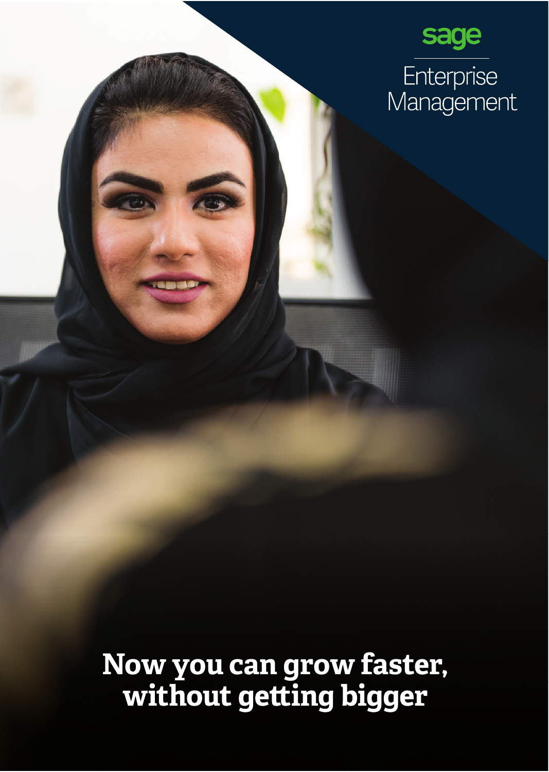sage

Enterprise Management

# Now you can grow faster, without getting bigger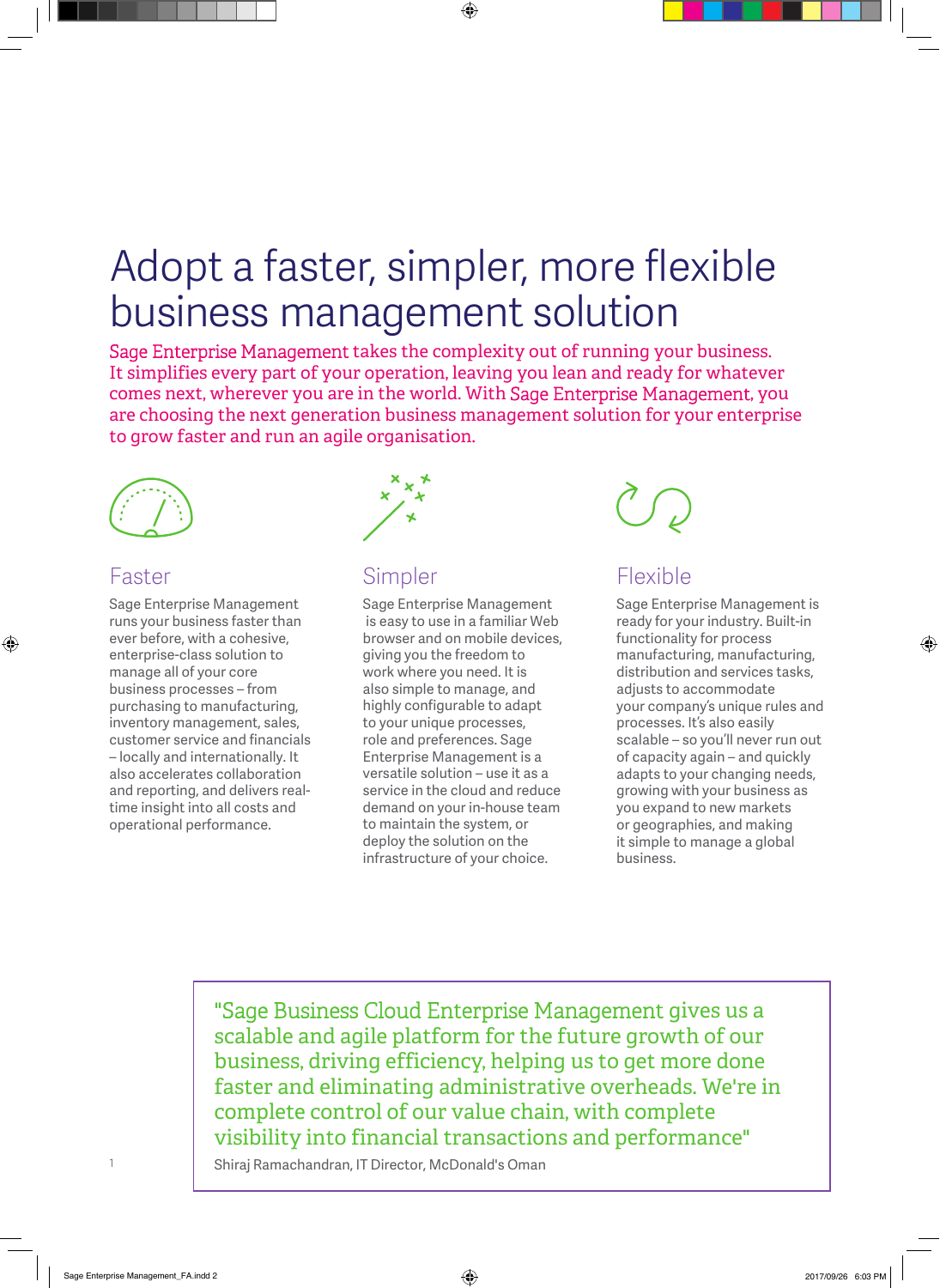# Adopt a faster, simpler, more flexible business management solution

Sage Enterprise Management takes the complexity out of running your business. It simplifies every part of your operation, leaving you lean and ready for whatever comes next, wherever you are in the world. With Sage Enterprise Management, you are choosing the next generation business management solution for your enterprise to grow faster and run an agile organisation.

## Faster

Sage Enterprise Management runs your business faster than ever before, with a cohesive, enterprise-class solution to manage all of your core business processes – from purchasing to manufacturing, inventory management, sales, customer service and financials – locally and internationally. It also accelerates collaboration and reporting, and delivers real-time insight into all costs and operational performance.

## Simpler

Sage Enterprise Management is easy to use in a familiar Web browser and on mobile devices, giving you the freedom to work where you need. It is also simple to manage, and highly configurable to adapt to your unique processes, role and preferences. Sage Enterprise Management is a versatile solution – use it as a service in the cloud and reduce demand on your in-house team to maintain the system, or deploy the solution on the infrastructure of your choice.

## Flexible

Sage Enterprise Management is ready for your industry. Built-in functionality for process manufacturing, manufacturing, distribution and services tasks, adjusts to accommodate your company's unique rules and processes. It's also easily scalable – so you'll never run out of capacity again – and quickly adapts to your changing needs, growing with your business as you expand to new markets or geographies, and making it simple to manage a global business.

> "Sage Business Cloud Enterprise Management gives us a scalable and agile platform for the future growth of our business, driving efficiency, helping us to get more done faster and eliminating administrative overheads. We're in complete control of our value chain, with complete visibility into financial transactions and performance"
>
> Shiraj Ramachandran, IT Director, McDonald's Oman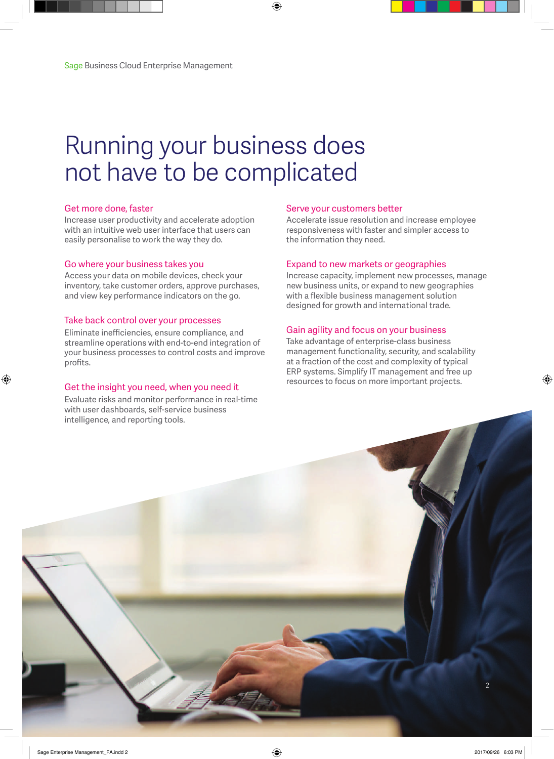# Running your business does not have to be complicated

### Get more done, faster

Increase user productivity and accelerate adoption with an intuitive web user interface that users can easily personalise to work the way they do.

### Go where your business takes you

Access your data on mobile devices, check your inventory, take customer orders, approve purchases, and view key performance indicators on the go.

### Take back control over your processes

Eliminate inefficiencies, ensure compliance, and streamline operations with end-to-end integration of your business processes to control costs and improve profits.

### Get the insight you need, when you need it

Evaluate risks and monitor performance in real-time with user dashboards, self-service business intelligence, and reporting tools.

### Serve your customers better

Accelerate issue resolution and increase employee responsiveness with faster and simpler access to the information they need.

### Expand to new markets or geographies

Increase capacity, implement new processes, manage new business units, or expand to new geographies with a flexible business management solution designed for growth and international trade.

### Gain agility and focus on your business

Take advantage of enterprise-class business management functionality, security, and scalability at a fraction of the cost and complexity of typical ERP systems. Simplify IT management and free up resources to focus on more important projects.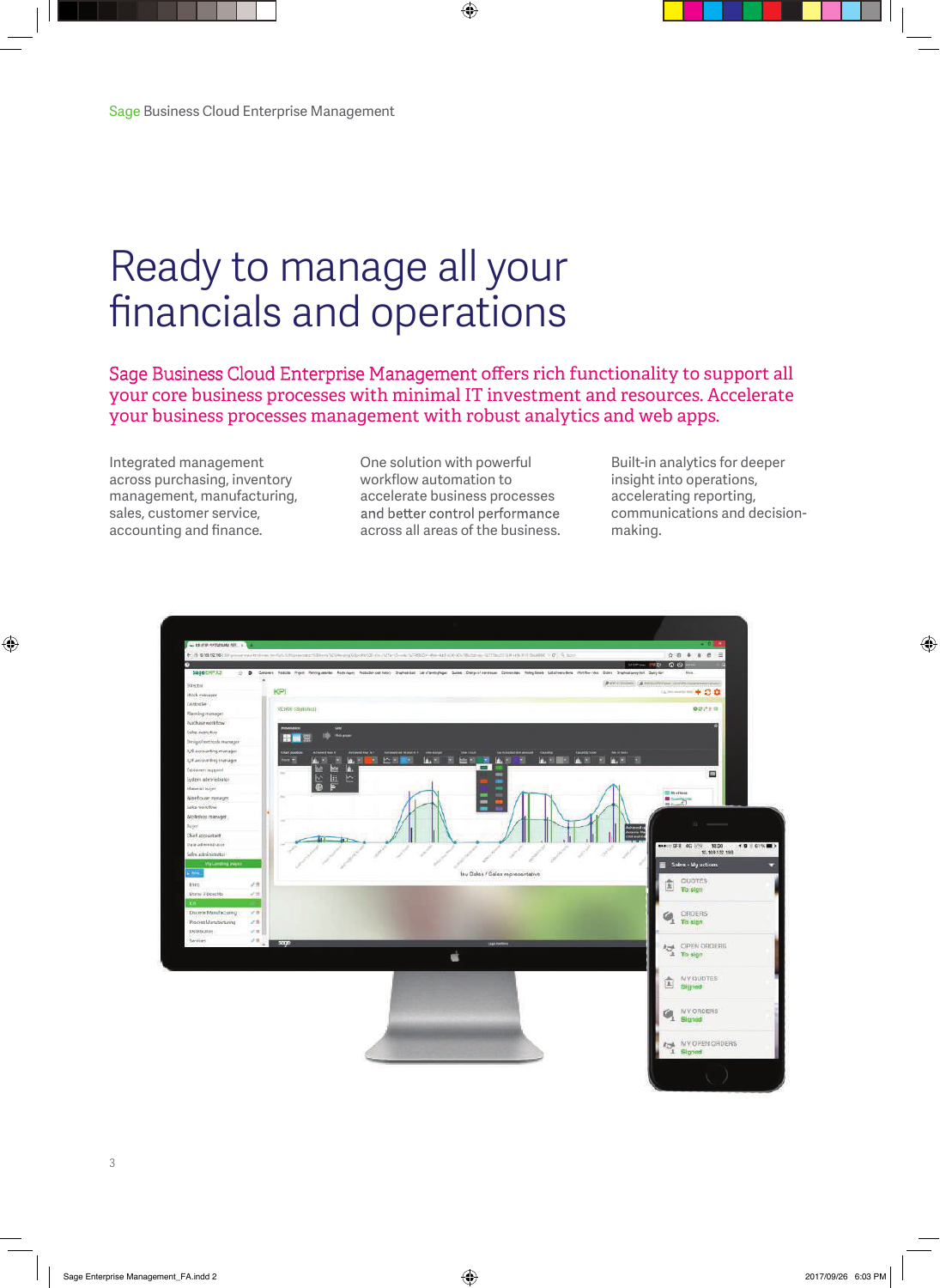# Ready to manage all your financials and operations

Sage Business Cloud Enterprise Management offers rich functionality to support all your core business processes with minimal IT investment and resources. Accelerate your business processes management with robust analytics and web apps.

Integrated management across purchasing, inventory management, manufacturing, sales, customer service, accounting and finance.

One solution with powerful workflow automation to accelerate business processes and better control performance across all areas of the business.

Built-in analytics for deeper insight into operations, accelerating reporting, communications and decision-making.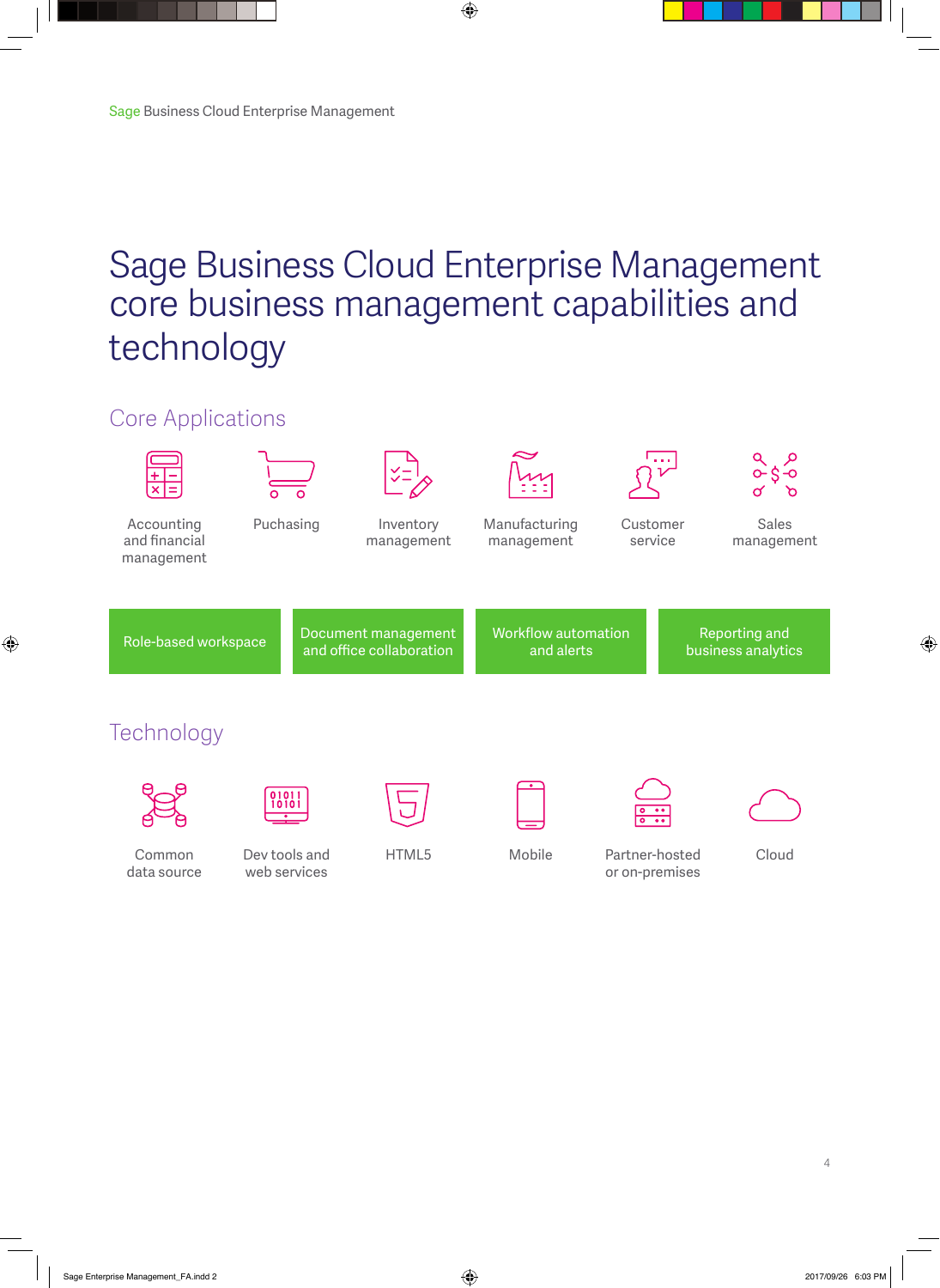# Sage Business Cloud Enterprise Management core business management capabilities and technology

## Core Applications

- Accounting and financial management
- Puchasing
- Inventory management
- Manufacturing management
- Customer service
- Sales management

- Role-based workspace
- Document management and office collaboration
- Workflow automation and alerts
- Reporting and business analytics

## Technology

- Common data source
- Dev tools and web services
- HTML5
- Mobile
- Partner-hosted or on-premises
- Cloud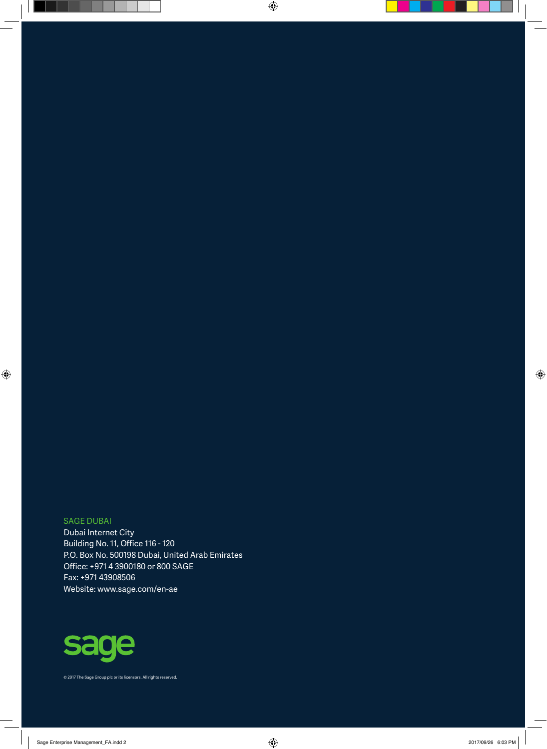SAGE DUBAI

Dubai Internet City
Building No. 11, Office 116 - 120
P.O. Box No. 500198 Dubai, United Arab Emirates
Office: +971 4 3900180 or 800 SAGE
Fax: +971 43908506
Website: www.sage.com/en-ae

sage

© 2017 The Sage Group plc or its licensors. All rights reserved.